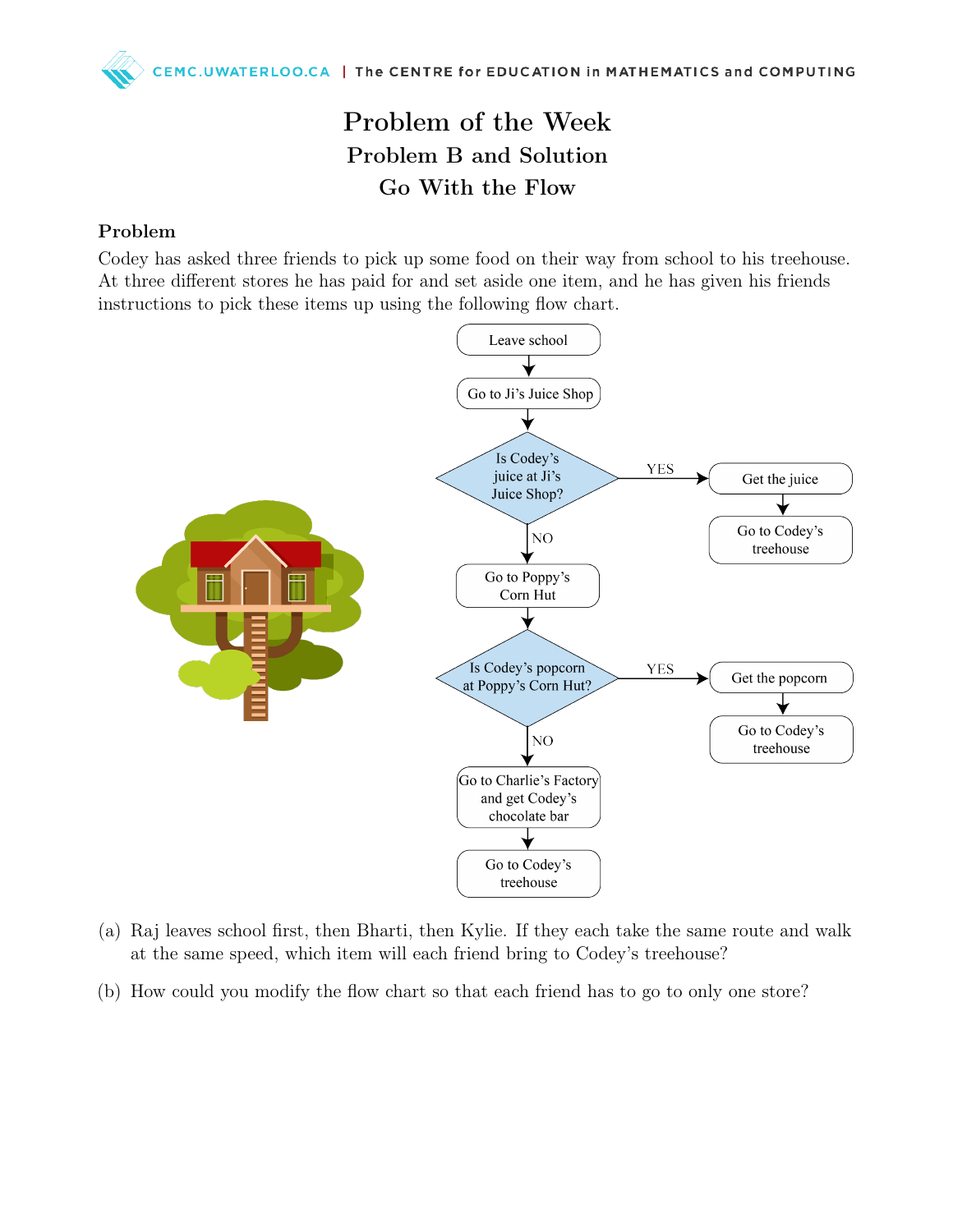# Problem of the Week

## Problem B and Solution

## Go With the Flow

### Problem

Codey has asked three friends to pick up some food on their way from school to his treehouse. At three different stores he has paid for and set aside one item, and he has given his friends instructions to pick these items up using the following flow chart.

(a) Raj leaves school first, then Bharti, then Kylie. If they each take the same route and walk at the same speed, which item will each friend bring to Codey's treehouse?

(b) How could you modify the flow chart so that each friend has to go to only one store?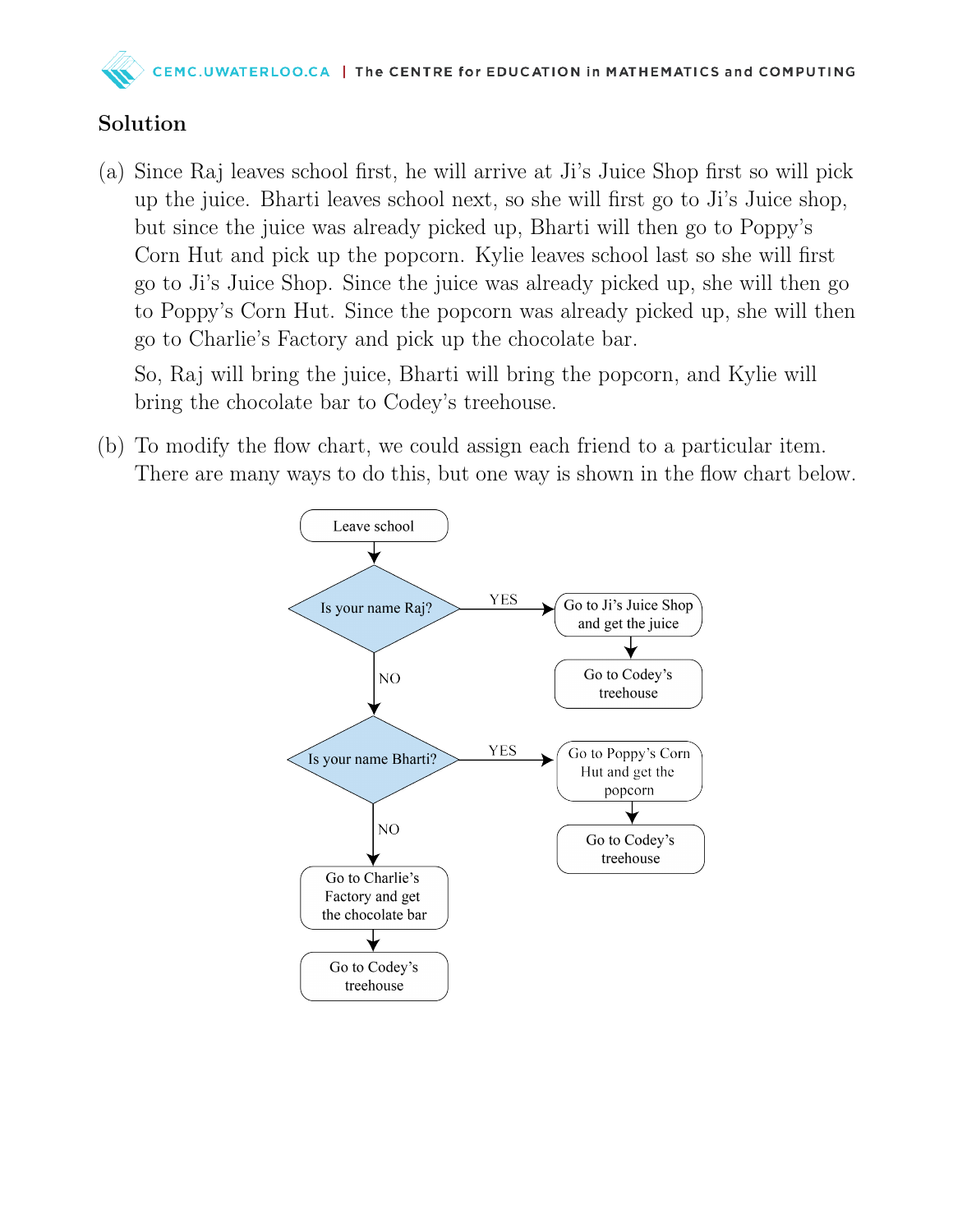## Solution

(a) Since Raj leaves school first, he will arrive at Ji's Juice Shop first so will pick up the juice. Bharti leaves school next, so she will first go to Ji's Juice shop, but since the juice was already picked up, Bharti will then go to Poppy's Corn Hut and pick up the popcorn. Kylie leaves school last so she will first go to Ji's Juice Shop. Since the juice was already picked up, she will then go to Poppy's Corn Hut. Since the popcorn was already picked up, she will then go to Charlie's Factory and pick up the chocolate bar.

So, Raj will bring the juice, Bharti will bring the popcorn, and Kylie will bring the chocolate bar to Codey's treehouse.

(b) To modify the flow chart, we could assign each friend to a particular item. There are many ways to do this, but one way is shown in the flow chart below.

Leave school

Is your name Raj?

YES

Go to Ji's Juice Shop and get the juice

Go to Codey's treehouse

NO

Is your name Bharti?

YES

Go to Poppy's Corn Hut and get the popcorn

Go to Codey's treehouse

NO

Go to Charlie's Factory and get the chocolate bar

Go to Codey's treehouse